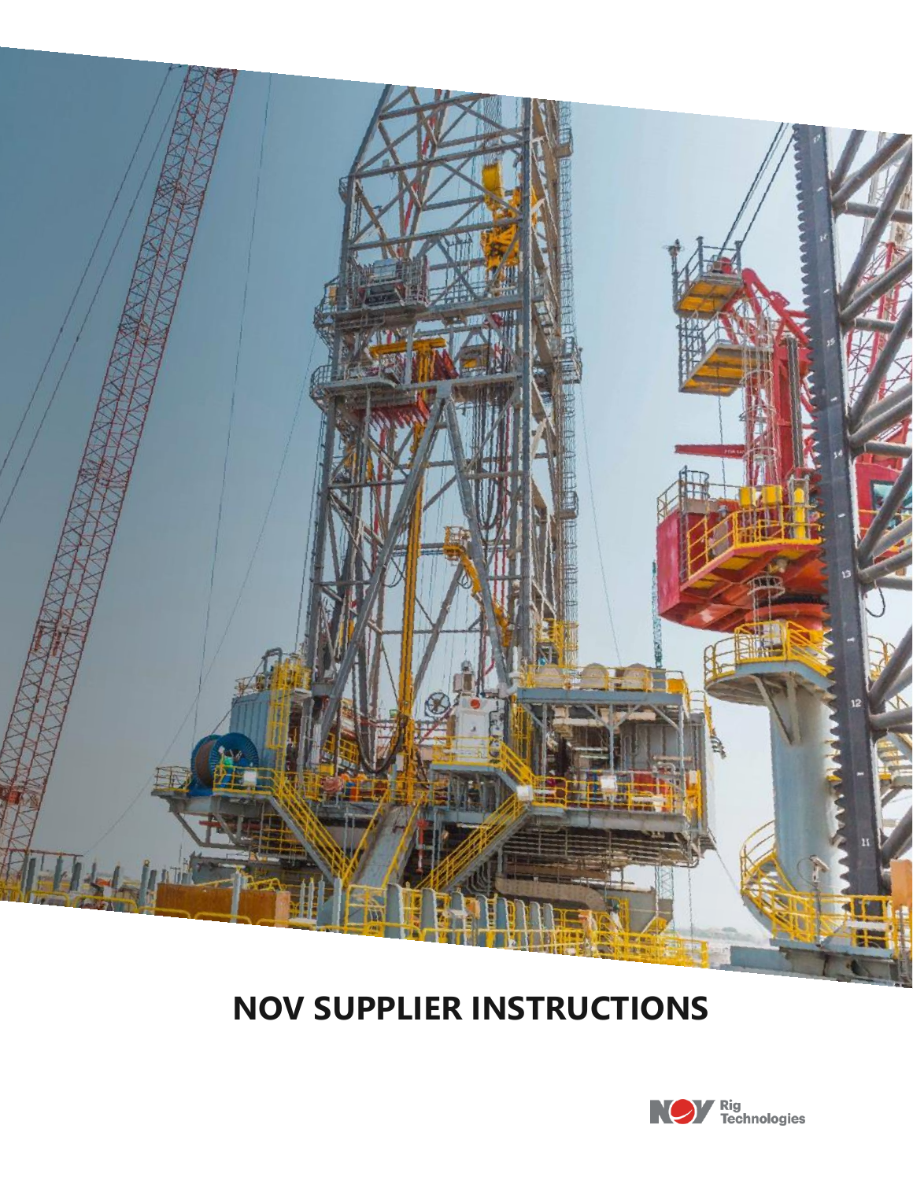# NOV SUPPLIER INSTRUCTIONS

NOV Rig Technologies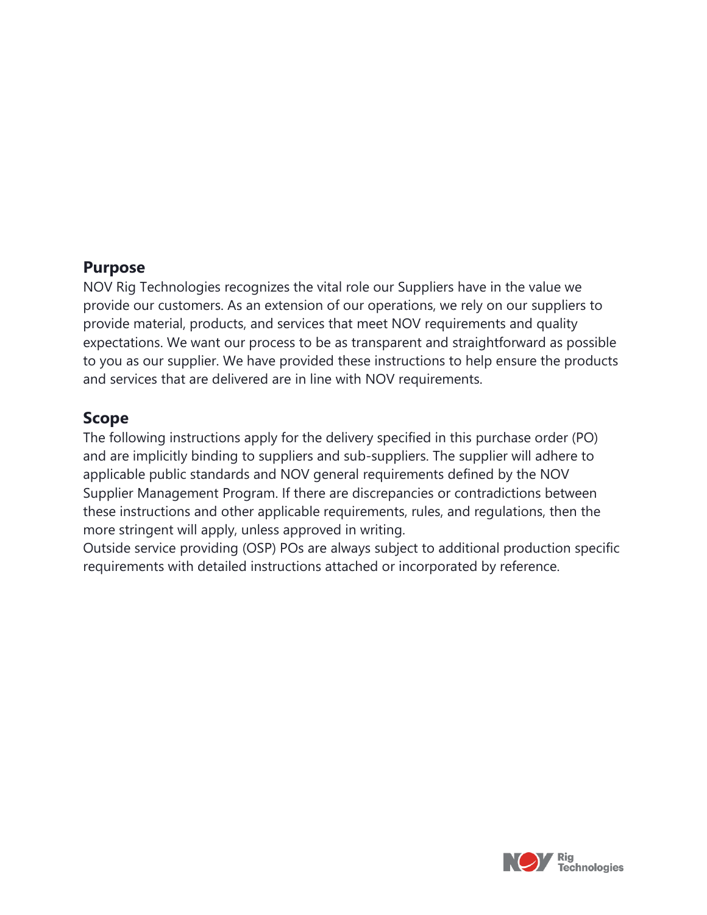## Purpose

NOV Rig Technologies recognizes the vital role our Suppliers have in the value we provide our customers. As an extension of our operations, we rely on our suppliers to provide material, products, and services that meet NOV requirements and quality expectations. We want our process to be as transparent and straightforward as possible to you as our supplier. We have provided these instructions to help ensure the products and services that are delivered are in line with NOV requirements.

## Scope

The following instructions apply for the delivery specified in this purchase order (PO) and are implicitly binding to suppliers and sub-suppliers. The supplier will adhere to applicable public standards and NOV general requirements defined by the NOV Supplier Management Program. If there are discrepancies or contradictions between these instructions and other applicable requirements, rules, and regulations, then the more stringent will apply, unless approved in writing.

Outside service providing (OSP) POs are always subject to additional production specific requirements with detailed instructions attached or incorporated by reference.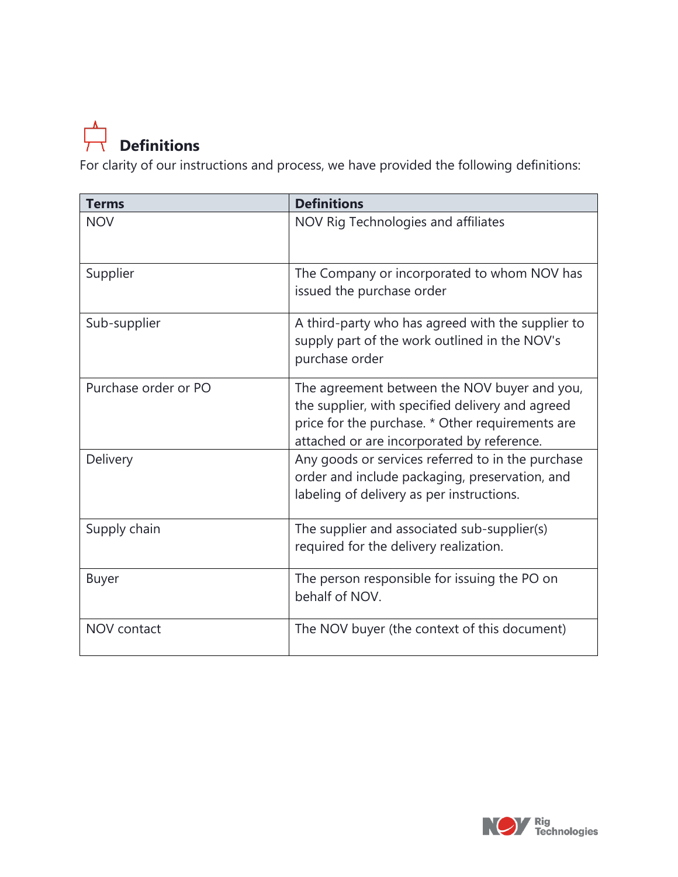## Definitions

For clarity of our instructions and process, we have provided the following definitions:

| Terms | Definitions |
| --- | --- |
| NOV | NOV Rig Technologies and affiliates |
| Supplier | The Company or incorporated to whom NOV has issued the purchase order |
| Sub-supplier | A third-party who has agreed with the supplier to supply part of the work outlined in the NOV's purchase order |
| Purchase order or PO | The agreement between the NOV buyer and you, the supplier, with specified delivery and agreed price for the purchase. * Other requirements are attached or are incorporated by reference. |
| Delivery | Any goods or services referred to in the purchase order and include packaging, preservation, and labeling of delivery as per instructions. |
| Supply chain | The supplier and associated sub-supplier(s) required for the delivery realization. |
| Buyer | The person responsible for issuing the PO on behalf of NOV. |
| NOV contact | The NOV buyer (the context of this document) |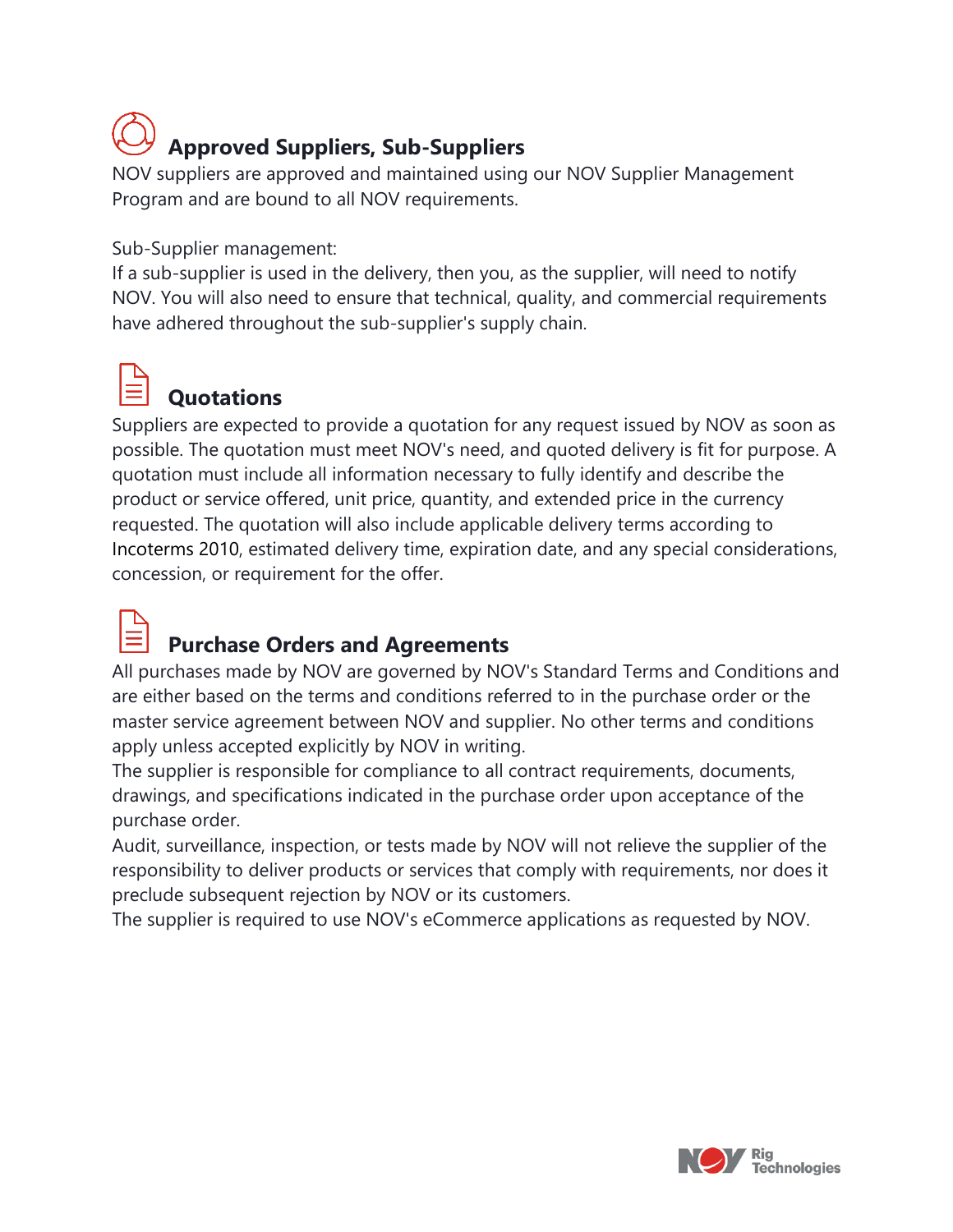## Approved Suppliers, Sub-Suppliers

NOV suppliers are approved and maintained using our NOV Supplier Management Program and are bound to all NOV requirements.

Sub-Supplier management:
If a sub-supplier is used in the delivery, then you, as the supplier, will need to notify NOV. You will also need to ensure that technical, quality, and commercial requirements have adhered throughout the sub-supplier's supply chain.

## Quotations

Suppliers are expected to provide a quotation for any request issued by NOV as soon as possible. The quotation must meet NOV's need, and quoted delivery is fit for purpose. A quotation must include all information necessary to fully identify and describe the product or service offered, unit price, quantity, and extended price in the currency requested. The quotation will also include applicable delivery terms according to Incoterms 2010, estimated delivery time, expiration date, and any special considerations, concession, or requirement for the offer.

## Purchase Orders and Agreements

All purchases made by NOV are governed by NOV's Standard Terms and Conditions and are either based on the terms and conditions referred to in the purchase order or the master service agreement between NOV and supplier. No other terms and conditions apply unless accepted explicitly by NOV in writing.

The supplier is responsible for compliance to all contract requirements, documents, drawings, and specifications indicated in the purchase order upon acceptance of the purchase order.

Audit, surveillance, inspection, or tests made by NOV will not relieve the supplier of the responsibility to deliver products or services that comply with requirements, nor does it preclude subsequent rejection by NOV or its customers.

The supplier is required to use NOV's eCommerce applications as requested by NOV.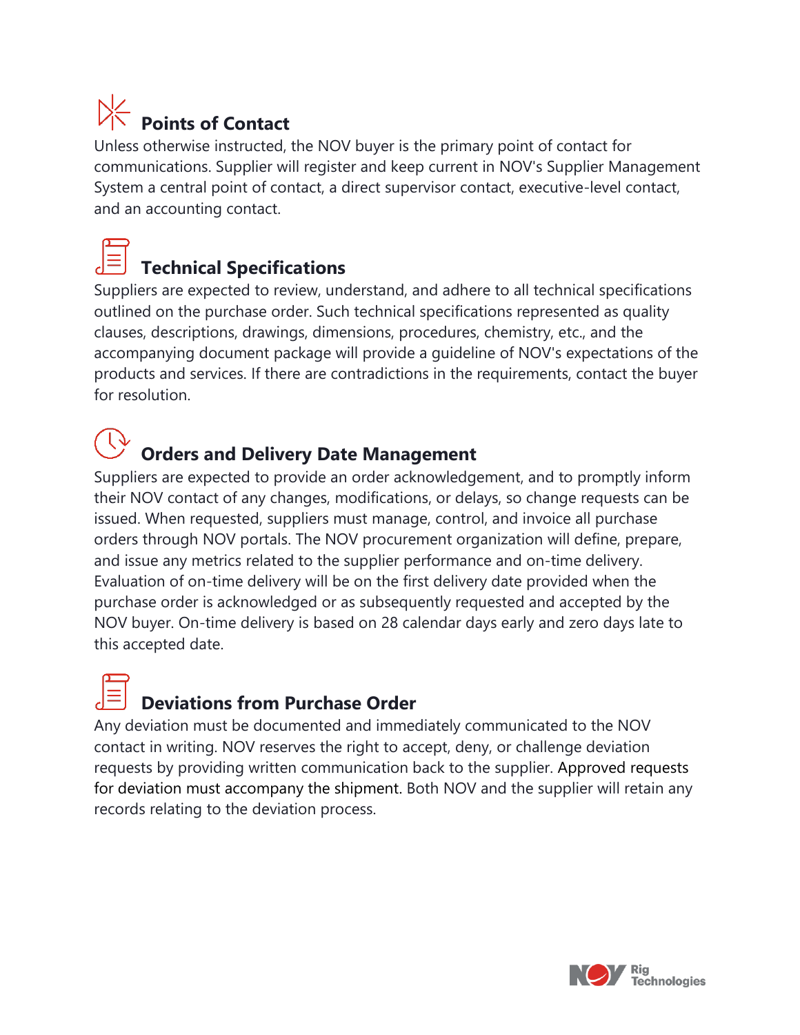## Points of Contact

Unless otherwise instructed, the NOV buyer is the primary point of contact for communications. Supplier will register and keep current in NOV's Supplier Management System a central point of contact, a direct supervisor contact, executive-level contact, and an accounting contact.

## Technical Specifications

Suppliers are expected to review, understand, and adhere to all technical specifications outlined on the purchase order. Such technical specifications represented as quality clauses, descriptions, drawings, dimensions, procedures, chemistry, etc., and the accompanying document package will provide a guideline of NOV's expectations of the products and services. If there are contradictions in the requirements, contact the buyer for resolution.

## Orders and Delivery Date Management

Suppliers are expected to provide an order acknowledgement, and to promptly inform their NOV contact of any changes, modifications, or delays, so change requests can be issued. When requested, suppliers must manage, control, and invoice all purchase orders through NOV portals. The NOV procurement organization will define, prepare, and issue any metrics related to the supplier performance and on-time delivery. Evaluation of on-time delivery will be on the first delivery date provided when the purchase order is acknowledged or as subsequently requested and accepted by the NOV buyer. On-time delivery is based on 28 calendar days early and zero days late to this accepted date.

## Deviations from Purchase Order

Any deviation must be documented and immediately communicated to the NOV contact in writing. NOV reserves the right to accept, deny, or challenge deviation requests by providing written communication back to the supplier. Approved requests for deviation must accompany the shipment. Both NOV and the supplier will retain any records relating to the deviation process.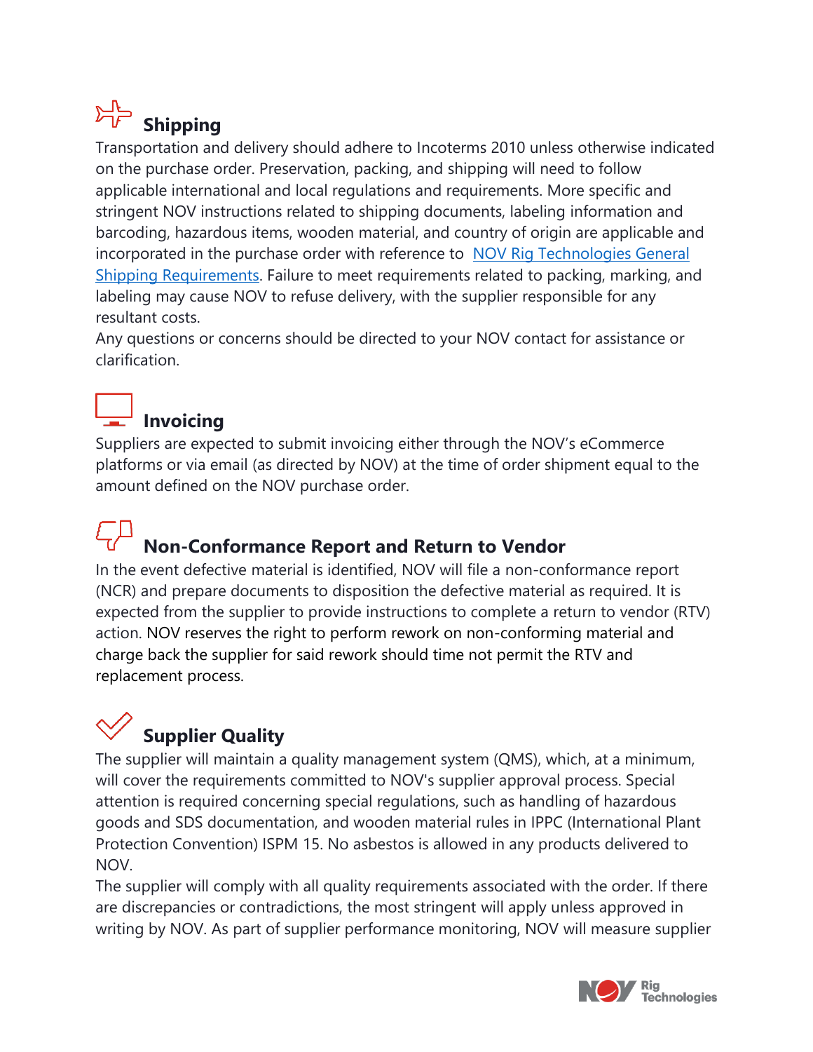## Shipping

Transportation and delivery should adhere to Incoterms 2010 unless otherwise indicated on the purchase order. Preservation, packing, and shipping will need to follow applicable international and local regulations and requirements. More specific and stringent NOV instructions related to shipping documents, labeling information and barcoding, hazardous items, wooden material, and country of origin are applicable and incorporated in the purchase order with reference to NOV Rig Technologies General Shipping Requirements. Failure to meet requirements related to packing, marking, and labeling may cause NOV to refuse delivery, with the supplier responsible for any resultant costs.

Any questions or concerns should be directed to your NOV contact for assistance or clarification.

## Invoicing

Suppliers are expected to submit invoicing either through the NOV's eCommerce platforms or via email (as directed by NOV) at the time of order shipment equal to the amount defined on the NOV purchase order.

## Non-Conformance Report and Return to Vendor

In the event defective material is identified, NOV will file a non-conformance report (NCR) and prepare documents to disposition the defective material as required. It is expected from the supplier to provide instructions to complete a return to vendor (RTV) action. NOV reserves the right to perform rework on non-conforming material and charge back the supplier for said rework should time not permit the RTV and replacement process.

## Supplier Quality

The supplier will maintain a quality management system (QMS), which, at a minimum, will cover the requirements committed to NOV's supplier approval process. Special attention is required concerning special regulations, such as handling of hazardous goods and SDS documentation, and wooden material rules in IPPC (International Plant Protection Convention) ISPM 15. No asbestos is allowed in any products delivered to NOV.

The supplier will comply with all quality requirements associated with the order. If there are discrepancies or contradictions, the most stringent will apply unless approved in writing by NOV. As part of supplier performance monitoring, NOV will measure supplier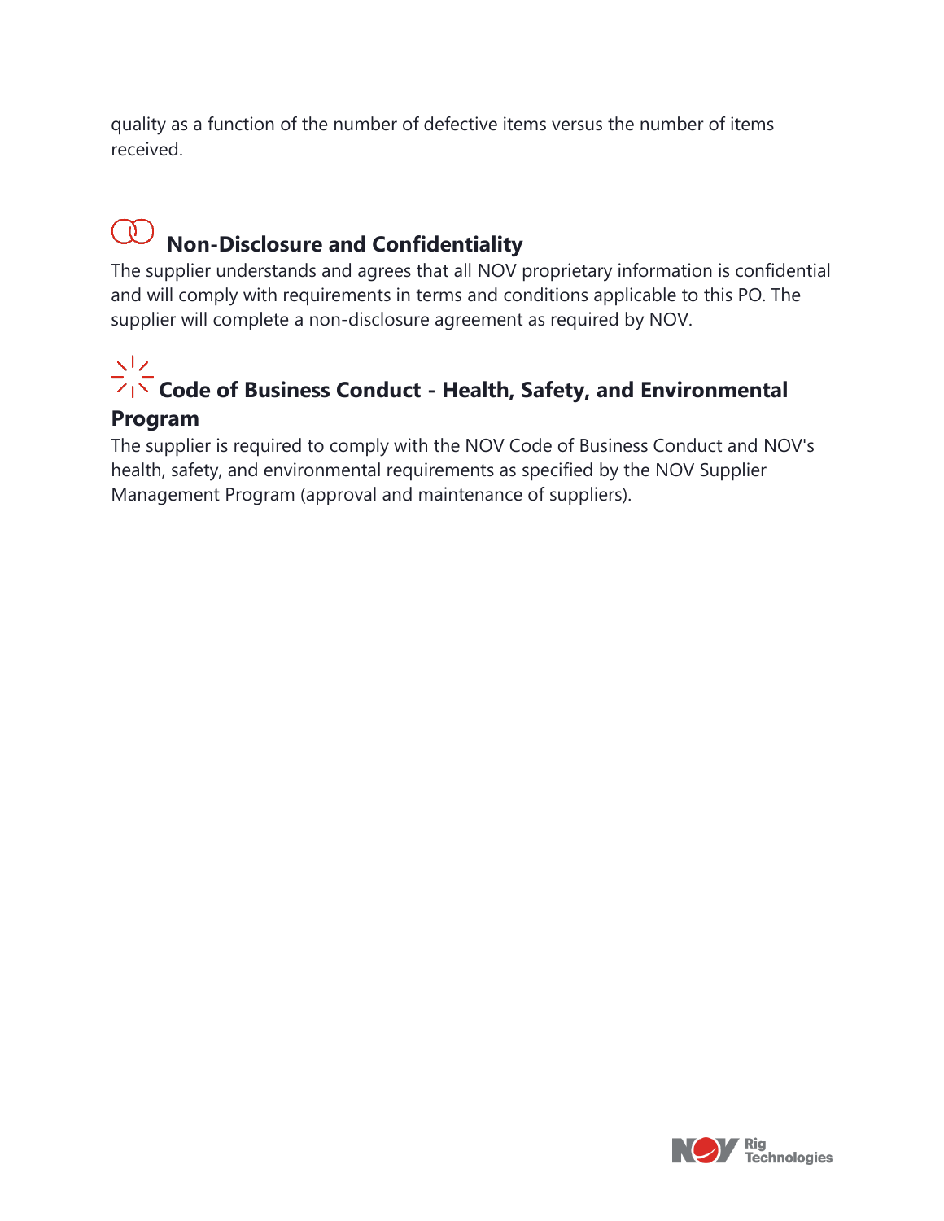quality as a function of the number of defective items versus the number of items received.

## Non-Disclosure and Confidentiality

The supplier understands and agrees that all NOV proprietary information is confidential and will comply with requirements in terms and conditions applicable to this PO. The supplier will complete a non-disclosure agreement as required by NOV.

## Code of Business Conduct - Health, Safety, and Environmental Program

The supplier is required to comply with the NOV Code of Business Conduct and NOV's health, safety, and environmental requirements as specified by the NOV Supplier Management Program (approval and maintenance of suppliers).